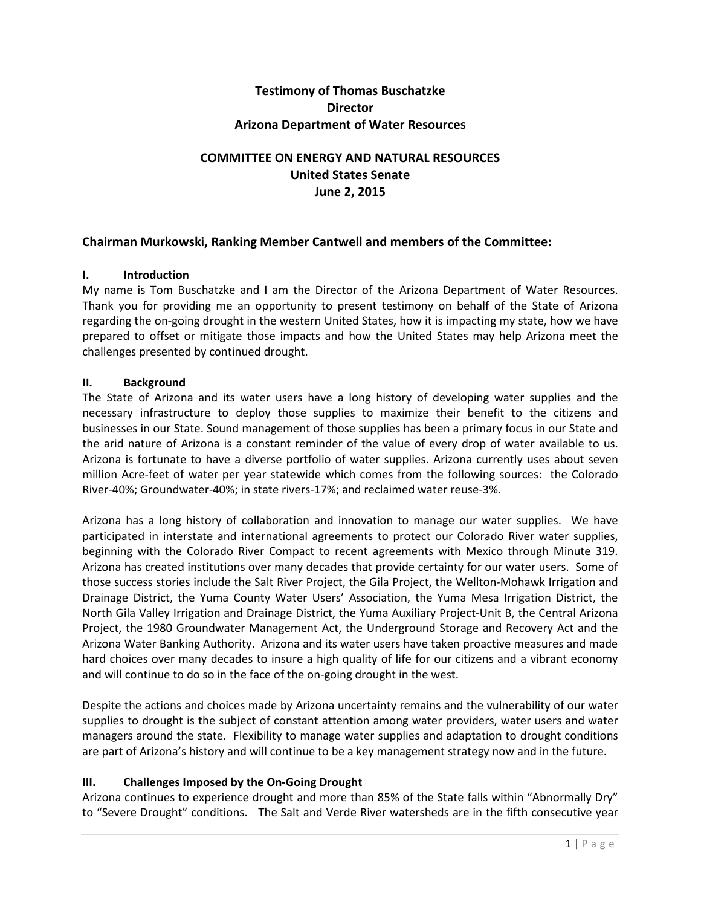**Testimony of Thomas Buschatzke**
**Director**
**Arizona Department of Water Resources**

**COMMITTEE ON ENERGY AND NATURAL RESOURCES**
**United States Senate**
**June 2, 2015**

### Chairman Murkowski, Ranking Member Cantwell and members of the Committee:

## I. Introduction

My name is Tom Buschatzke and I am the Director of the Arizona Department of Water Resources. Thank you for providing me an opportunity to present testimony on behalf of the State of Arizona regarding the on-going drought in the western United States, how it is impacting my state, how we have prepared to offset or mitigate those impacts and how the United States may help Arizona meet the challenges presented by continued drought.

## II. Background

The State of Arizona and its water users have a long history of developing water supplies and the necessary infrastructure to deploy those supplies to maximize their benefit to the citizens and businesses in our State. Sound management of those supplies has been a primary focus in our State and the arid nature of Arizona is a constant reminder of the value of every drop of water available to us. Arizona is fortunate to have a diverse portfolio of water supplies. Arizona currently uses about seven million Acre-feet of water per year statewide which comes from the following sources: the Colorado River-40%; Groundwater-40%; in state rivers-17%; and reclaimed water reuse-3%.

Arizona has a long history of collaboration and innovation to manage our water supplies. We have participated in interstate and international agreements to protect our Colorado River water supplies, beginning with the Colorado River Compact to recent agreements with Mexico through Minute 319. Arizona has created institutions over many decades that provide certainty for our water users. Some of those success stories include the Salt River Project, the Gila Project, the Wellton-Mohawk Irrigation and Drainage District, the Yuma County Water Users' Association, the Yuma Mesa Irrigation District, the North Gila Valley Irrigation and Drainage District, the Yuma Auxiliary Project-Unit B, the Central Arizona Project, the 1980 Groundwater Management Act, the Underground Storage and Recovery Act and the Arizona Water Banking Authority. Arizona and its water users have taken proactive measures and made hard choices over many decades to insure a high quality of life for our citizens and a vibrant economy and will continue to do so in the face of the on-going drought in the west.

Despite the actions and choices made by Arizona uncertainty remains and the vulnerability of our water supplies to drought is the subject of constant attention among water providers, water users and water managers around the state. Flexibility to manage water supplies and adaptation to drought conditions are part of Arizona's history and will continue to be a key management strategy now and in the future.

## III. Challenges Imposed by the On-Going Drought

Arizona continues to experience drought and more than 85% of the State falls within "Abnormally Dry" to "Severe Drought" conditions. The Salt and Verde River watersheds are in the fifth consecutive year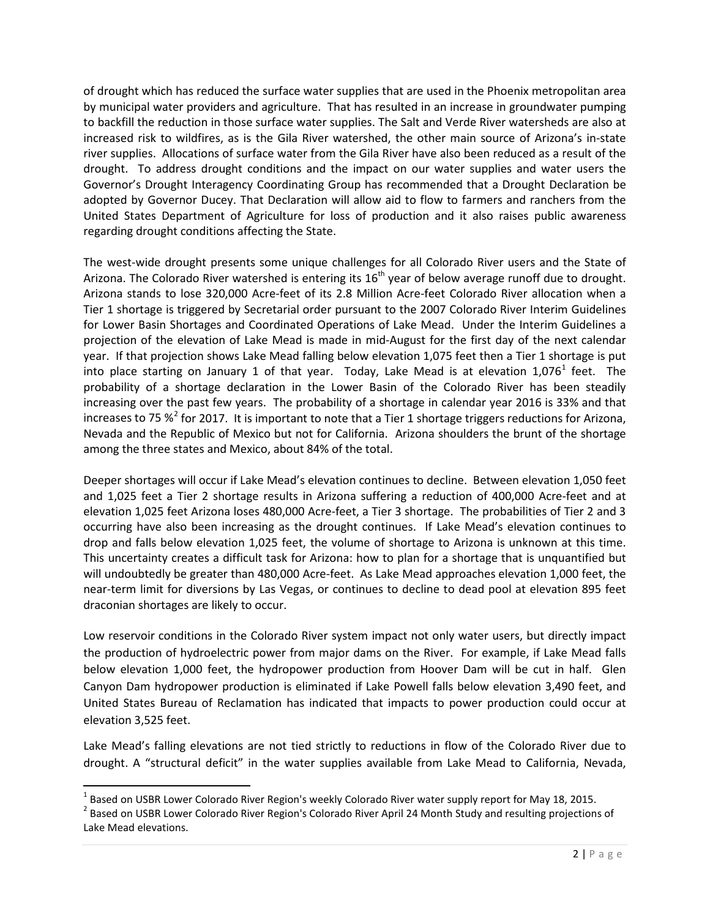of drought which has reduced the surface water supplies that are used in the Phoenix metropolitan area by municipal water providers and agriculture. That has resulted in an increase in groundwater pumping to backfill the reduction in those surface water supplies. The Salt and Verde River watersheds are also at increased risk to wildfires, as is the Gila River watershed, the other main source of Arizona's in-state river supplies. Allocations of surface water from the Gila River have also been reduced as a result of the drought. To address drought conditions and the impact on our water supplies and water users the Governor's Drought Interagency Coordinating Group has recommended that a Drought Declaration be adopted by Governor Ducey. That Declaration will allow aid to flow to farmers and ranchers from the United States Department of Agriculture for loss of production and it also raises public awareness regarding drought conditions affecting the State.

The west-wide drought presents some unique challenges for all Colorado River users and the State of Arizona. The Colorado River watershed is entering its 16th year of below average runoff due to drought. Arizona stands to lose 320,000 Acre-feet of its 2.8 Million Acre-feet Colorado River allocation when a Tier 1 shortage is triggered by Secretarial order pursuant to the 2007 Colorado River Interim Guidelines for Lower Basin Shortages and Coordinated Operations of Lake Mead. Under the Interim Guidelines a projection of the elevation of Lake Mead is made in mid-August for the first day of the next calendar year. If that projection shows Lake Mead falling below elevation 1,075 feet then a Tier 1 shortage is put into place starting on January 1 of that year. Today, Lake Mead is at elevation 1,076[1] feet. The probability of a shortage declaration in the Lower Basin of the Colorado River has been steadily increasing over the past few years. The probability of a shortage in calendar year 2016 is 33% and that increases to 75 %[2] for 2017. It is important to note that a Tier 1 shortage triggers reductions for Arizona, Nevada and the Republic of Mexico but not for California. Arizona shoulders the brunt of the shortage among the three states and Mexico, about 84% of the total.

Deeper shortages will occur if Lake Mead's elevation continues to decline. Between elevation 1,050 feet and 1,025 feet a Tier 2 shortage results in Arizona suffering a reduction of 400,000 Acre-feet and at elevation 1,025 feet Arizona loses 480,000 Acre-feet, a Tier 3 shortage. The probabilities of Tier 2 and 3 occurring have also been increasing as the drought continues. If Lake Mead's elevation continues to drop and falls below elevation 1,025 feet, the volume of shortage to Arizona is unknown at this time. This uncertainty creates a difficult task for Arizona: how to plan for a shortage that is unquantified but will undoubtedly be greater than 480,000 Acre-feet. As Lake Mead approaches elevation 1,000 feet, the near-term limit for diversions by Las Vegas, or continues to decline to dead pool at elevation 895 feet draconian shortages are likely to occur.

Low reservoir conditions in the Colorado River system impact not only water users, but directly impact the production of hydroelectric power from major dams on the River. For example, if Lake Mead falls below elevation 1,000 feet, the hydropower production from Hoover Dam will be cut in half. Glen Canyon Dam hydropower production is eliminated if Lake Powell falls below elevation 3,490 feet, and United States Bureau of Reclamation has indicated that impacts to power production could occur at elevation 3,525 feet.

Lake Mead's falling elevations are not tied strictly to reductions in flow of the Colorado River due to drought. A "structural deficit" in the water supplies available from Lake Mead to California, Nevada,

---

[1] Based on USBR Lower Colorado River Region's weekly Colorado River water supply report for May 18, 2015.

[2] Based on USBR Lower Colorado River Region's Colorado River April 24 Month Study and resulting projections of Lake Mead elevations.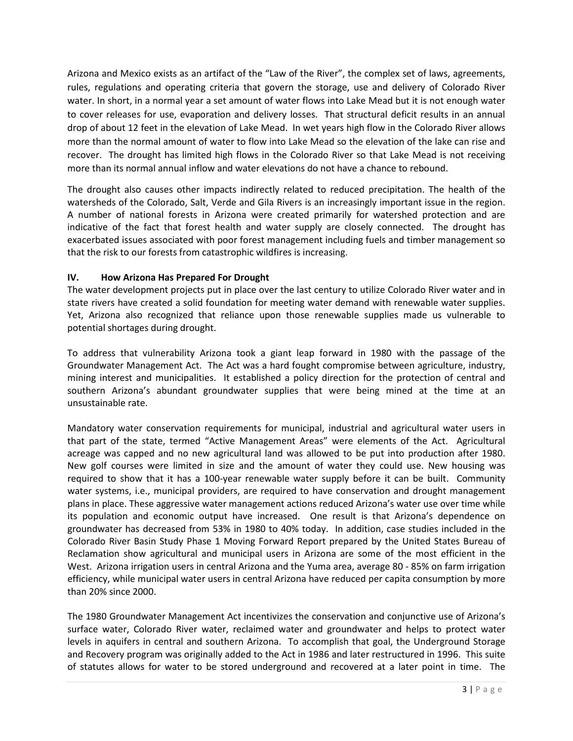Arizona and Mexico exists as an artifact of the "Law of the River", the complex set of laws, agreements, rules, regulations and operating criteria that govern the storage, use and delivery of Colorado River water. In short, in a normal year a set amount of water flows into Lake Mead but it is not enough water to cover releases for use, evaporation and delivery losses. That structural deficit results in an annual drop of about 12 feet in the elevation of Lake Mead. In wet years high flow in the Colorado River allows more than the normal amount of water to flow into Lake Mead so the elevation of the lake can rise and recover. The drought has limited high flows in the Colorado River so that Lake Mead is not receiving more than its normal annual inflow and water elevations do not have a chance to rebound.

The drought also causes other impacts indirectly related to reduced precipitation. The health of the watersheds of the Colorado, Salt, Verde and Gila Rivers is an increasingly important issue in the region. A number of national forests in Arizona were created primarily for watershed protection and are indicative of the fact that forest health and water supply are closely connected. The drought has exacerbated issues associated with poor forest management including fuels and timber management so that the risk to our forests from catastrophic wildfires is increasing.

## IV. How Arizona Has Prepared For Drought

The water development projects put in place over the last century to utilize Colorado River water and in state rivers have created a solid foundation for meeting water demand with renewable water supplies. Yet, Arizona also recognized that reliance upon those renewable supplies made us vulnerable to potential shortages during drought.

To address that vulnerability Arizona took a giant leap forward in 1980 with the passage of the Groundwater Management Act. The Act was a hard fought compromise between agriculture, industry, mining interest and municipalities. It established a policy direction for the protection of central and southern Arizona's abundant groundwater supplies that were being mined at the time at an unsustainable rate.

Mandatory water conservation requirements for municipal, industrial and agricultural water users in that part of the state, termed "Active Management Areas" were elements of the Act. Agricultural acreage was capped and no new agricultural land was allowed to be put into production after 1980. New golf courses were limited in size and the amount of water they could use. New housing was required to show that it has a 100-year renewable water supply before it can be built. Community water systems, i.e., municipal providers, are required to have conservation and drought management plans in place. These aggressive water management actions reduced Arizona's water use over time while its population and economic output have increased. One result is that Arizona's dependence on groundwater has decreased from 53% in 1980 to 40% today. In addition, case studies included in the Colorado River Basin Study Phase 1 Moving Forward Report prepared by the United States Bureau of Reclamation show agricultural and municipal users in Arizona are some of the most efficient in the West. Arizona irrigation users in central Arizona and the Yuma area, average 80 - 85% on farm irrigation efficiency, while municipal water users in central Arizona have reduced per capita consumption by more than 20% since 2000.

The 1980 Groundwater Management Act incentivizes the conservation and conjunctive use of Arizona's surface water, Colorado River water, reclaimed water and groundwater and helps to protect water levels in aquifers in central and southern Arizona. To accomplish that goal, the Underground Storage and Recovery program was originally added to the Act in 1986 and later restructured in 1996. This suite of statutes allows for water to be stored underground and recovered at a later point in time. The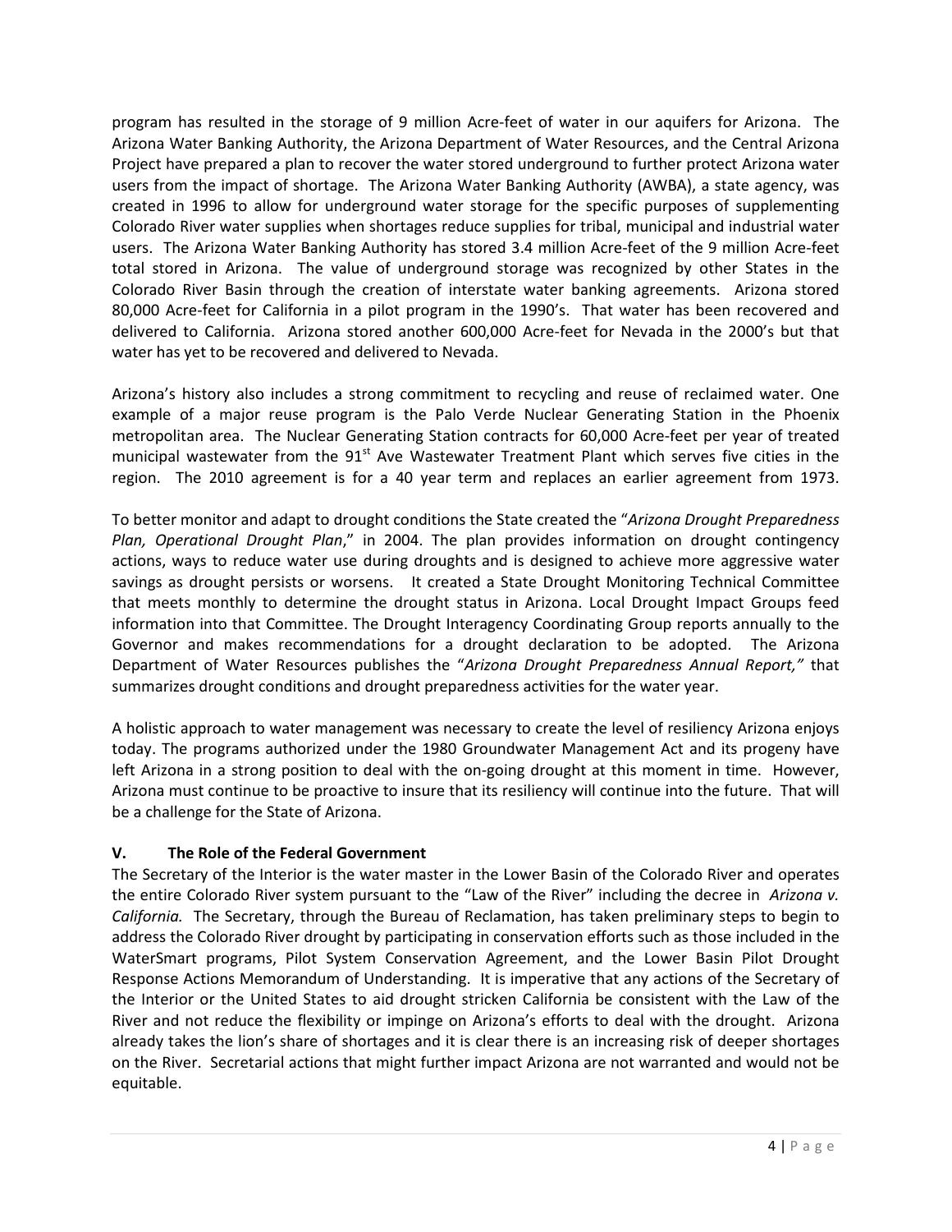program has resulted in the storage of 9 million Acre-feet of water in our aquifers for Arizona. The Arizona Water Banking Authority, the Arizona Department of Water Resources, and the Central Arizona Project have prepared a plan to recover the water stored underground to further protect Arizona water users from the impact of shortage. The Arizona Water Banking Authority (AWBA), a state agency, was created in 1996 to allow for underground water storage for the specific purposes of supplementing Colorado River water supplies when shortages reduce supplies for tribal, municipal and industrial water users. The Arizona Water Banking Authority has stored 3.4 million Acre-feet of the 9 million Acre-feet total stored in Arizona. The value of underground storage was recognized by other States in the Colorado River Basin through the creation of interstate water banking agreements. Arizona stored 80,000 Acre-feet for California in a pilot program in the 1990's. That water has been recovered and delivered to California. Arizona stored another 600,000 Acre-feet for Nevada in the 2000's but that water has yet to be recovered and delivered to Nevada.

Arizona's history also includes a strong commitment to recycling and reuse of reclaimed water. One example of a major reuse program is the Palo Verde Nuclear Generating Station in the Phoenix metropolitan area. The Nuclear Generating Station contracts for 60,000 Acre-feet per year of treated municipal wastewater from the 91st Ave Wastewater Treatment Plant which serves five cities in the region. The 2010 agreement is for a 40 year term and replaces an earlier agreement from 1973.

To better monitor and adapt to drought conditions the State created the "*Arizona Drought Preparedness Plan, Operational Drought Plan*," in 2004. The plan provides information on drought contingency actions, ways to reduce water use during droughts and is designed to achieve more aggressive water savings as drought persists or worsens. It created a State Drought Monitoring Technical Committee that meets monthly to determine the drought status in Arizona. Local Drought Impact Groups feed information into that Committee. The Drought Interagency Coordinating Group reports annually to the Governor and makes recommendations for a drought declaration to be adopted. The Arizona Department of Water Resources publishes the "*Arizona Drought Preparedness Annual Report,*" that summarizes drought conditions and drought preparedness activities for the water year.

A holistic approach to water management was necessary to create the level of resiliency Arizona enjoys today. The programs authorized under the 1980 Groundwater Management Act and its progeny have left Arizona in a strong position to deal with the on-going drought at this moment in time. However, Arizona must continue to be proactive to insure that its resiliency will continue into the future. That will be a challenge for the State of Arizona.

## V. The Role of the Federal Government

The Secretary of the Interior is the water master in the Lower Basin of the Colorado River and operates the entire Colorado River system pursuant to the "Law of the River" including the decree in *Arizona v. California.* The Secretary, through the Bureau of Reclamation, has taken preliminary steps to begin to address the Colorado River drought by participating in conservation efforts such as those included in the WaterSmart programs, Pilot System Conservation Agreement, and the Lower Basin Pilot Drought Response Actions Memorandum of Understanding. It is imperative that any actions of the Secretary of the Interior or the United States to aid drought stricken California be consistent with the Law of the River and not reduce the flexibility or impinge on Arizona's efforts to deal with the drought. Arizona already takes the lion's share of shortages and it is clear there is an increasing risk of deeper shortages on the River. Secretarial actions that might further impact Arizona are not warranted and would not be equitable.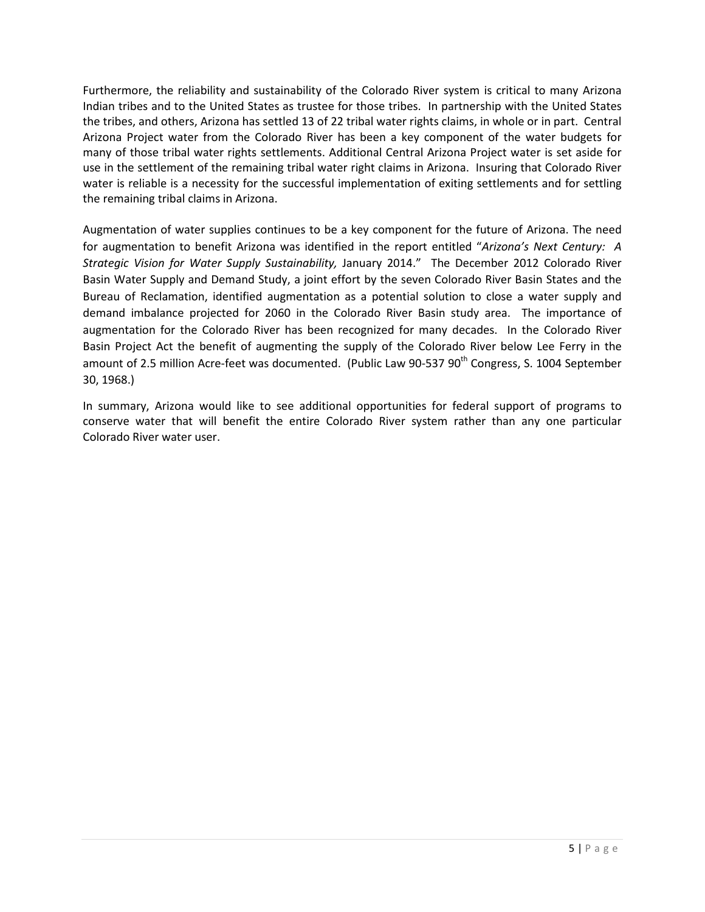Furthermore, the reliability and sustainability of the Colorado River system is critical to many Arizona Indian tribes and to the United States as trustee for those tribes. In partnership with the United States the tribes, and others, Arizona has settled 13 of 22 tribal water rights claims, in whole or in part. Central Arizona Project water from the Colorado River has been a key component of the water budgets for many of those tribal water rights settlements. Additional Central Arizona Project water is set aside for use in the settlement of the remaining tribal water right claims in Arizona. Insuring that Colorado River water is reliable is a necessity for the successful implementation of exiting settlements and for settling the remaining tribal claims in Arizona.

Augmentation of water supplies continues to be a key component for the future of Arizona. The need for augmentation to benefit Arizona was identified in the report entitled "*Arizona's Next Century: A Strategic Vision for Water Supply Sustainability,* January 2014." The December 2012 Colorado River Basin Water Supply and Demand Study, a joint effort by the seven Colorado River Basin States and the Bureau of Reclamation, identified augmentation as a potential solution to close a water supply and demand imbalance projected for 2060 in the Colorado River Basin study area. The importance of augmentation for the Colorado River has been recognized for many decades. In the Colorado River Basin Project Act the benefit of augmenting the supply of the Colorado River below Lee Ferry in the amount of 2.5 million Acre-feet was documented. (Public Law 90-537 90th Congress, S. 1004 September 30, 1968.)

In summary, Arizona would like to see additional opportunities for federal support of programs to conserve water that will benefit the entire Colorado River system rather than any one particular Colorado River water user.